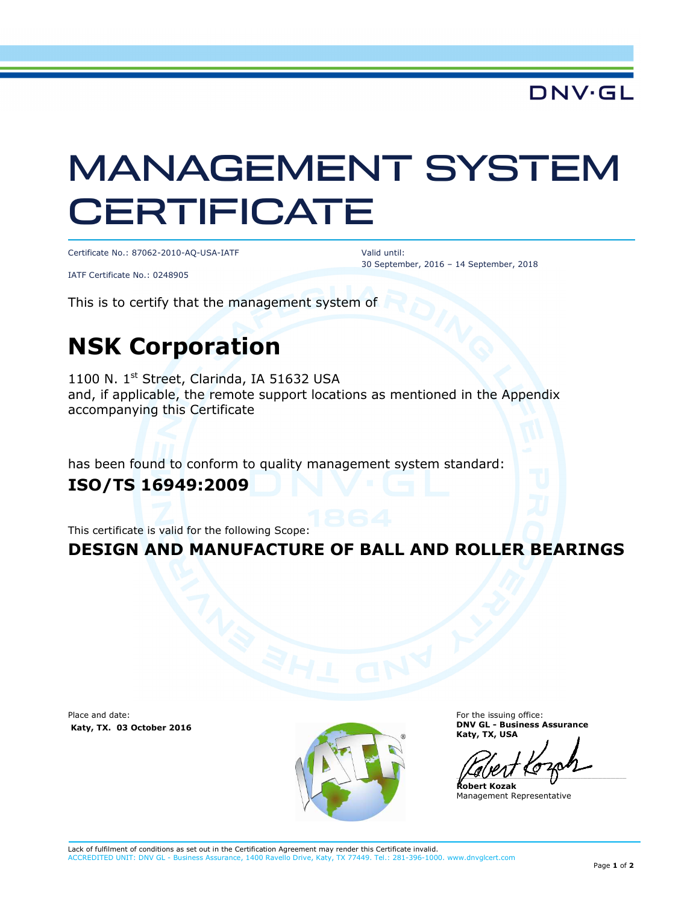DNV·GL

# MANAGEMENT SYSTEM CERTIFICATE

Certificate No.: 87062-2010-AQ-USA-IATF

IATF Certificate No.: 0248905

Valid until:
30 September, 2016 – 14 September, 2018

This is to certify that the management system of

## NSK Corporation

1100 N. 1st Street, Clarinda, IA 51632 USA
and, if applicable, the remote support locations as mentioned in the Appendix accompanying this Certificate

has been found to conform to quality management system standard:

**ISO/TS 16949:2009**

This certificate is valid for the following Scope:

**DESIGN AND MANUFACTURE OF BALL AND ROLLER BEARINGS**

Place and date:
**Katy, TX. 03 October 2016**

For the issuing office:
**DNV GL - Business Assurance**
**Katy, TX, USA**

**Robert Kozak**
Management Representative

Lack of fulfilment of conditions as set out in the Certification Agreement may render this Certificate invalid.
ACCREDITED UNIT: DNV GL - Business Assurance, 1400 Ravello Drive, Katy, TX 77449. Tel.: 281-396-1000. www.dnvglcert.com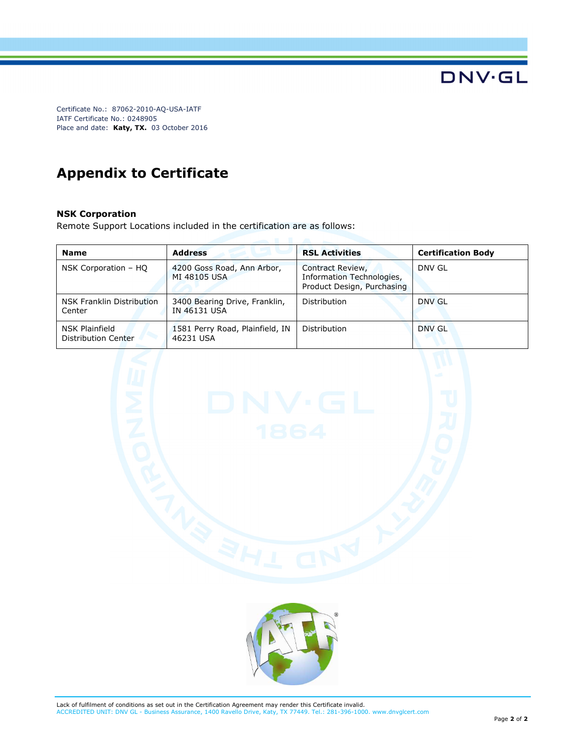Certificate No.: 87062-2010-AQ-USA-IATF
IATF Certificate No.: 0248905
Place and date: **Katy, TX.** 03 October 2016

# Appendix to Certificate

**NSK Corporation**

Remote Support Locations included in the certification are as follows:

| Name | Address | RSL Activities | Certification Body |
|---|---|---|---|
| NSK Corporation – HQ | 4200 Goss Road, Ann Arbor, MI 48105 USA | Contract Review, Information Technologies, Product Design, Purchasing | DNV GL |
| NSK Franklin Distribution Center | 3400 Bearing Drive, Franklin, IN 46131 USA | Distribution | DNV GL |
| NSK Plainfield Distribution Center | 1581 Perry Road, Plainfield, IN 46231 USA | Distribution | DNV GL |

Lack of fulfilment of conditions as set out in the Certification Agreement may render this Certificate invalid.
ACCREDITED UNIT: DNV GL - Business Assurance, 1400 Ravello Drive, Katy, TX 77449. Tel.: 281-396-1000. www.dnvglcert.com